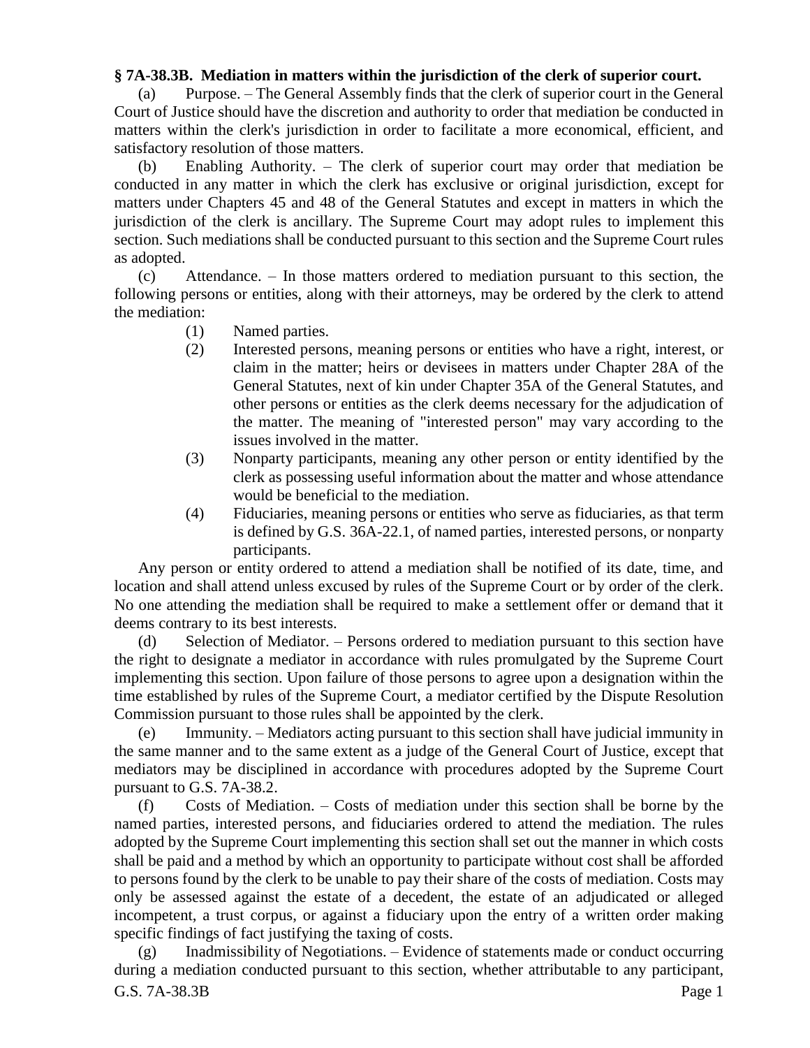**§ 7A-38.3B. Mediation in matters within the jurisdiction of the clerk of superior court.**

(a) Purpose. – The General Assembly finds that the clerk of superior court in the General Court of Justice should have the discretion and authority to order that mediation be conducted in matters within the clerk's jurisdiction in order to facilitate a more economical, efficient, and satisfactory resolution of those matters.

(b) Enabling Authority. – The clerk of superior court may order that mediation be conducted in any matter in which the clerk has exclusive or original jurisdiction, except for matters under Chapters 45 and 48 of the General Statutes and except in matters in which the jurisdiction of the clerk is ancillary. The Supreme Court may adopt rules to implement this section. Such mediations shall be conducted pursuant to this section and the Supreme Court rules as adopted.

(c) Attendance. – In those matters ordered to mediation pursuant to this section, the following persons or entities, along with their attorneys, may be ordered by the clerk to attend the mediation:

(1) Named parties.

(2) Interested persons, meaning persons or entities who have a right, interest, or claim in the matter; heirs or devisees in matters under Chapter 28A of the General Statutes, next of kin under Chapter 35A of the General Statutes, and other persons or entities as the clerk deems necessary for the adjudication of the matter. The meaning of "interested person" may vary according to the issues involved in the matter.

(3) Nonparty participants, meaning any other person or entity identified by the clerk as possessing useful information about the matter and whose attendance would be beneficial to the mediation.

(4) Fiduciaries, meaning persons or entities who serve as fiduciaries, as that term is defined by G.S. 36A-22.1, of named parties, interested persons, or nonparty participants.

Any person or entity ordered to attend a mediation shall be notified of its date, time, and location and shall attend unless excused by rules of the Supreme Court or by order of the clerk. No one attending the mediation shall be required to make a settlement offer or demand that it deems contrary to its best interests.

(d) Selection of Mediator. – Persons ordered to mediation pursuant to this section have the right to designate a mediator in accordance with rules promulgated by the Supreme Court implementing this section. Upon failure of those persons to agree upon a designation within the time established by rules of the Supreme Court, a mediator certified by the Dispute Resolution Commission pursuant to those rules shall be appointed by the clerk.

(e) Immunity. – Mediators acting pursuant to this section shall have judicial immunity in the same manner and to the same extent as a judge of the General Court of Justice, except that mediators may be disciplined in accordance with procedures adopted by the Supreme Court pursuant to G.S. 7A-38.2.

(f) Costs of Mediation. – Costs of mediation under this section shall be borne by the named parties, interested persons, and fiduciaries ordered to attend the mediation. The rules adopted by the Supreme Court implementing this section shall set out the manner in which costs shall be paid and a method by which an opportunity to participate without cost shall be afforded to persons found by the clerk to be unable to pay their share of the costs of mediation. Costs may only be assessed against the estate of a decedent, the estate of an adjudicated or alleged incompetent, a trust corpus, or against a fiduciary upon the entry of a written order making specific findings of fact justifying the taxing of costs.

(g) Inadmissibility of Negotiations. – Evidence of statements made or conduct occurring during a mediation conducted pursuant to this section, whether attributable to any participant,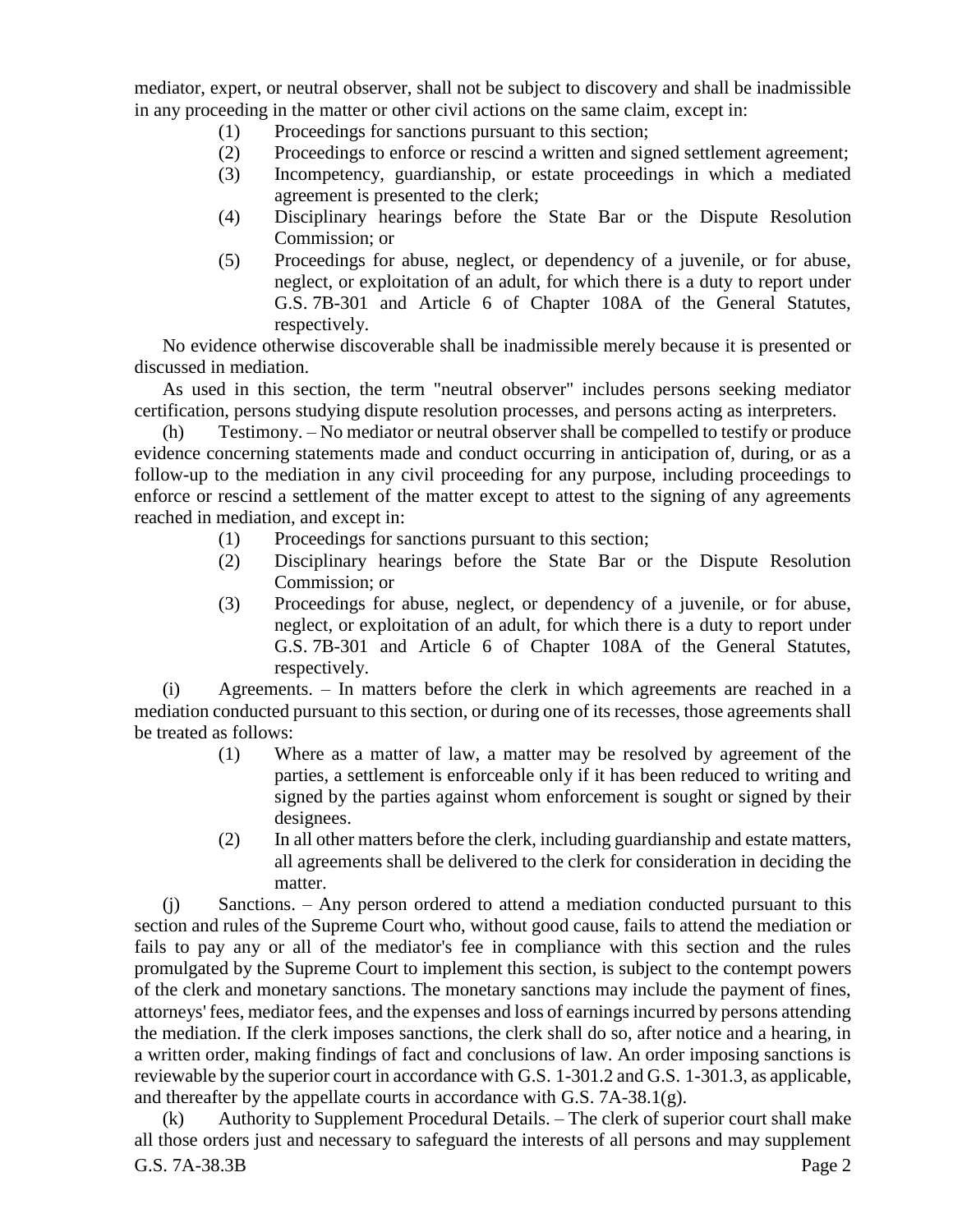mediator, expert, or neutral observer, shall not be subject to discovery and shall be inadmissible in any proceeding in the matter or other civil actions on the same claim, except in:

(1) Proceedings for sanctions pursuant to this section;
(2) Proceedings to enforce or rescind a written and signed settlement agreement;
(3) Incompetency, guardianship, or estate proceedings in which a mediated agreement is presented to the clerk;
(4) Disciplinary hearings before the State Bar or the Dispute Resolution Commission; or
(5) Proceedings for abuse, neglect, or dependency of a juvenile, or for abuse, neglect, or exploitation of an adult, for which there is a duty to report under G.S. 7B-301 and Article 6 of Chapter 108A of the General Statutes, respectively.

No evidence otherwise discoverable shall be inadmissible merely because it is presented or discussed in mediation.

As used in this section, the term "neutral observer" includes persons seeking mediator certification, persons studying dispute resolution processes, and persons acting as interpreters.

(h) Testimony. – No mediator or neutral observer shall be compelled to testify or produce evidence concerning statements made and conduct occurring in anticipation of, during, or as a follow-up to the mediation in any civil proceeding for any purpose, including proceedings to enforce or rescind a settlement of the matter except to attest to the signing of any agreements reached in mediation, and except in:

(1) Proceedings for sanctions pursuant to this section;
(2) Disciplinary hearings before the State Bar or the Dispute Resolution Commission; or
(3) Proceedings for abuse, neglect, or dependency of a juvenile, or for abuse, neglect, or exploitation of an adult, for which there is a duty to report under G.S. 7B-301 and Article 6 of Chapter 108A of the General Statutes, respectively.

(i) Agreements. – In matters before the clerk in which agreements are reached in a mediation conducted pursuant to this section, or during one of its recesses, those agreements shall be treated as follows:

(1) Where as a matter of law, a matter may be resolved by agreement of the parties, a settlement is enforceable only if it has been reduced to writing and signed by the parties against whom enforcement is sought or signed by their designees.
(2) In all other matters before the clerk, including guardianship and estate matters, all agreements shall be delivered to the clerk for consideration in deciding the matter.

(j) Sanctions. – Any person ordered to attend a mediation conducted pursuant to this section and rules of the Supreme Court who, without good cause, fails to attend the mediation or fails to pay any or all of the mediator's fee in compliance with this section and the rules promulgated by the Supreme Court to implement this section, is subject to the contempt powers of the clerk and monetary sanctions. The monetary sanctions may include the payment of fines, attorneys' fees, mediator fees, and the expenses and loss of earnings incurred by persons attending the mediation. If the clerk imposes sanctions, the clerk shall do so, after notice and a hearing, in a written order, making findings of fact and conclusions of law. An order imposing sanctions is reviewable by the superior court in accordance with G.S. 1-301.2 and G.S. 1-301.3, as applicable, and thereafter by the appellate courts in accordance with G.S. 7A-38.1(g).

(k) Authority to Supplement Procedural Details. – The clerk of superior court shall make all those orders just and necessary to safeguard the interests of all persons and may supplement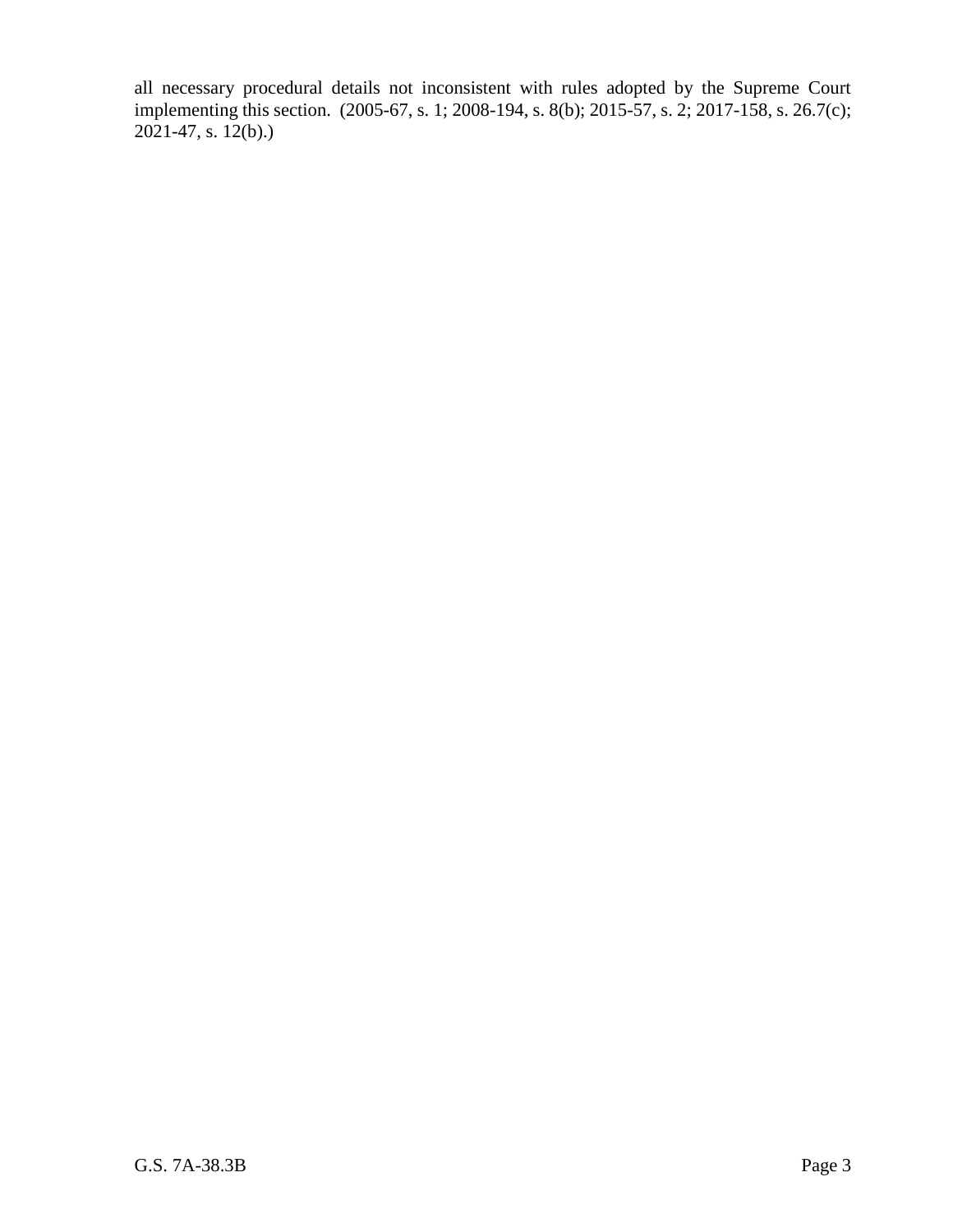all necessary procedural details not inconsistent with rules adopted by the Supreme Court implementing this section. (2005-67, s. 1; 2008-194, s. 8(b); 2015-57, s. 2; 2017-158, s. 26.7(c); 2021-47, s. 12(b).)